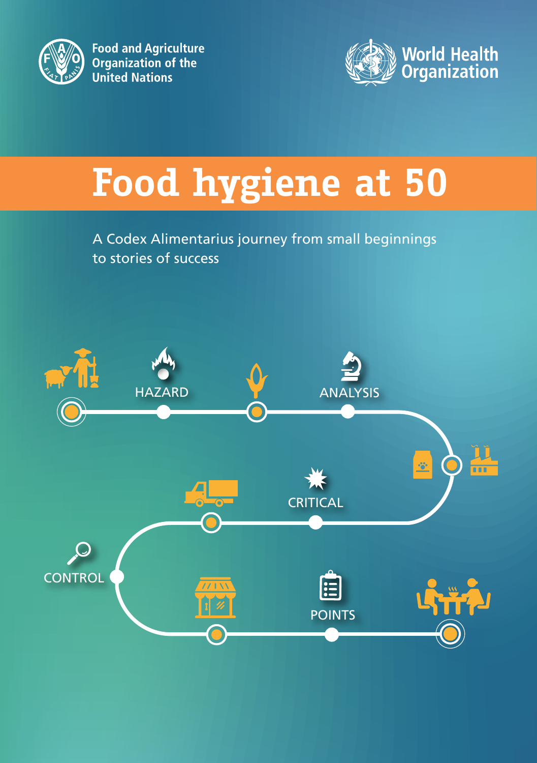Food and Agriculture Organization of the United Nations

World Health Organization

# Food hygiene at 50

A Codex Alimentarius journey from small beginnings to stories of success

HAZARD

ANALYSIS

CRITICAL

CONTROL

POINTS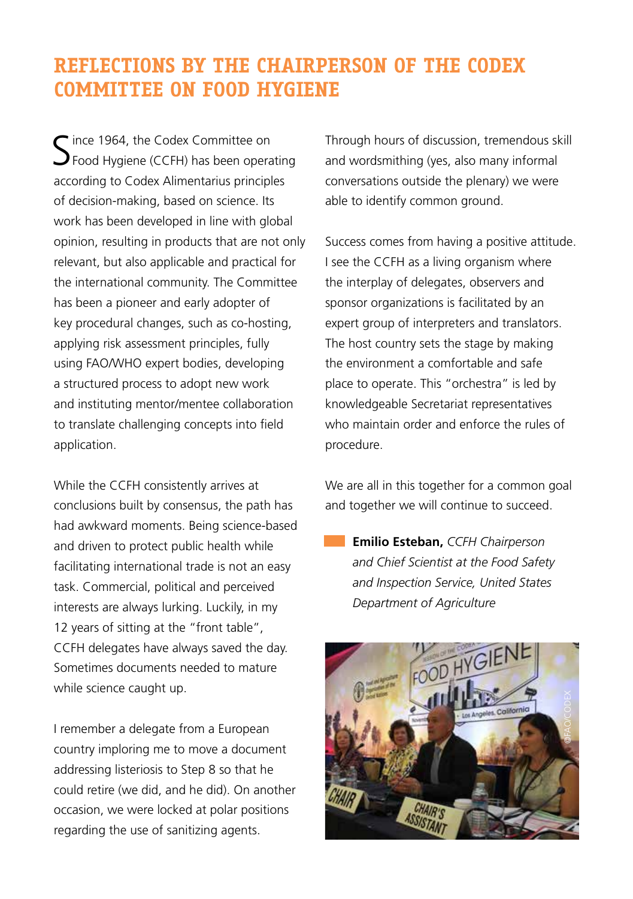# REFLECTIONS BY THE CHAIRPERSON OF THE CODEX COMMITTEE ON FOOD HYGIENE

Since 1964, the Codex Committee on Food Hygiene (CCFH) has been operating according to Codex Alimentarius principles of decision-making, based on science. Its work has been developed in line with global opinion, resulting in products that are not only relevant, but also applicable and practical for the international community. The Committee has been a pioneer and early adopter of key procedural changes, such as co-hosting, applying risk assessment principles, fully using FAO/WHO expert bodies, developing a structured process to adopt new work and instituting mentor/mentee collaboration to translate challenging concepts into field application.

While the CCFH consistently arrives at conclusions built by consensus, the path has had awkward moments. Being science-based and driven to protect public health while facilitating international trade is not an easy task. Commercial, political and perceived interests are always lurking. Luckily, in my 12 years of sitting at the "front table", CCFH delegates have always saved the day. Sometimes documents needed to mature while science caught up.

I remember a delegate from a European country imploring me to move a document addressing listeriosis to Step 8 so that he could retire (we did, and he did). On another occasion, we were locked at polar positions regarding the use of sanitizing agents. Through hours of discussion, tremendous skill and wordsmithing (yes, also many informal conversations outside the plenary) we were able to identify common ground.

Success comes from having a positive attitude. I see the CCFH as a living organism where the interplay of delegates, observers and sponsor organizations is facilitated by an expert group of interpreters and translators. The host country sets the stage by making the environment a comfortable and safe place to operate. This "orchestra" is led by knowledgeable Secretariat representatives who maintain order and enforce the rules of procedure.

We are all in this together for a common goal and together we will continue to succeed.

**Emilio Esteban,** *CCFH Chairperson and Chief Scientist at the Food Safety and Inspection Service, United States Department of Agriculture*

©FAO/CODEX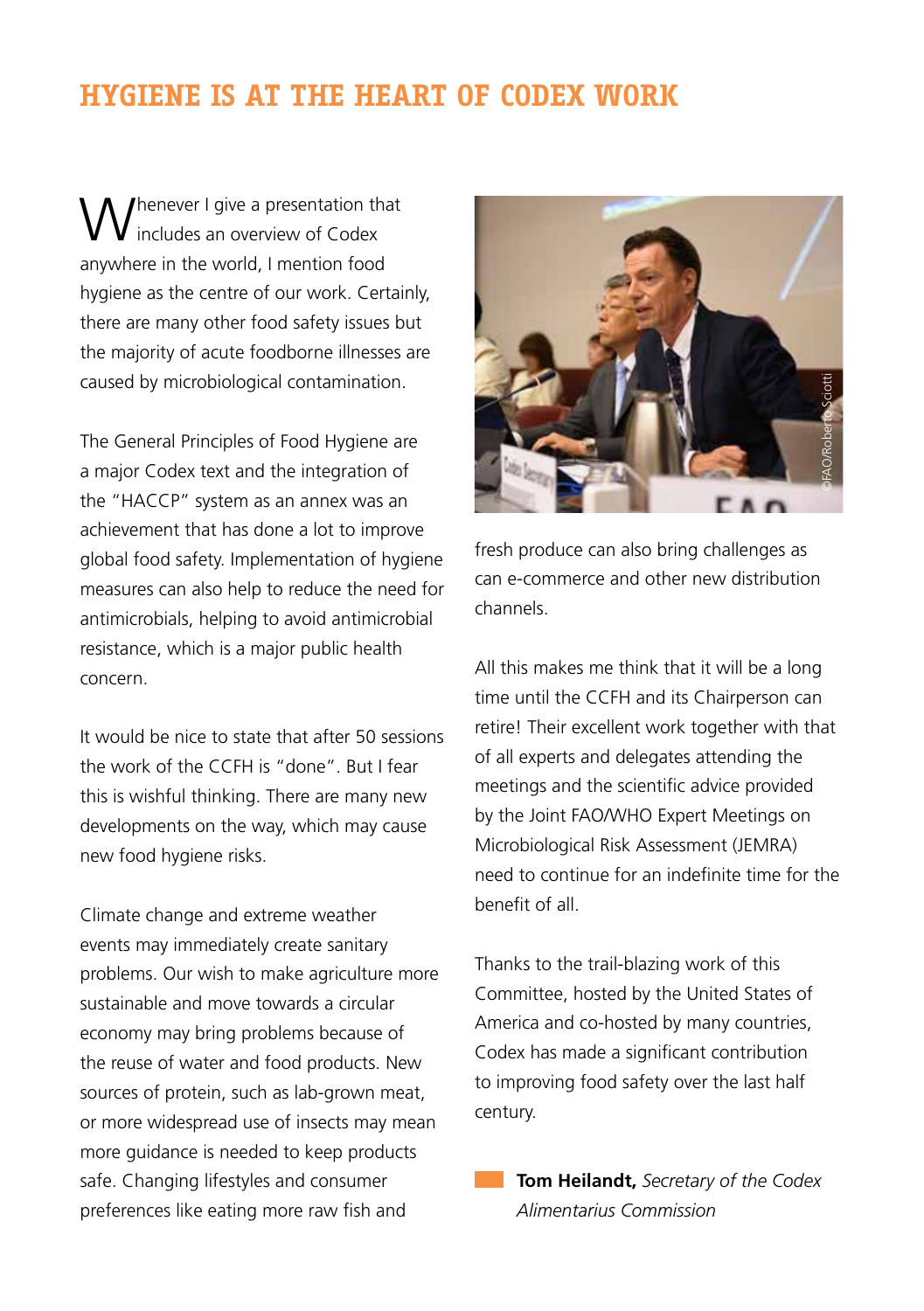# HYGIENE IS AT THE HEART OF CODEX WORK

Whenever I give a presentation that includes an overview of Codex anywhere in the world, I mention food hygiene as the centre of our work. Certainly, there are many other food safety issues but the majority of acute foodborne illnesses are caused by microbiological contamination.

The General Principles of Food Hygiene are a major Codex text and the integration of the "HACCP" system as an annex was an achievement that has done a lot to improve global food safety. Implementation of hygiene measures can also help to reduce the need for antimicrobials, helping to avoid antimicrobial resistance, which is a major public health concern.

It would be nice to state that after 50 sessions the work of the CCFH is "done". But I fear this is wishful thinking. There are many new developments on the way, which may cause new food hygiene risks.

Climate change and extreme weather events may immediately create sanitary problems. Our wish to make agriculture more sustainable and move towards a circular economy may bring problems because of the reuse of water and food products. New sources of protein, such as lab-grown meat, or more widespread use of insects may mean more guidance is needed to keep products safe. Changing lifestyles and consumer preferences like eating more raw fish and fresh produce can also bring challenges as can e-commerce and other new distribution channels.

All this makes me think that it will be a long time until the CCFH and its Chairperson can retire! Their excellent work together with that of all experts and delegates attending the meetings and the scientific advice provided by the Joint FAO/WHO Expert Meetings on Microbiological Risk Assessment (JEMRA) need to continue for an indefinite time for the benefit of all.

Thanks to the trail-blazing work of this Committee, hosted by the United States of America and co-hosted by many countries, Codex has made a significant contribution to improving food safety over the last half century.

**Tom Heilandt,** *Secretary of the Codex Alimentarius Commission*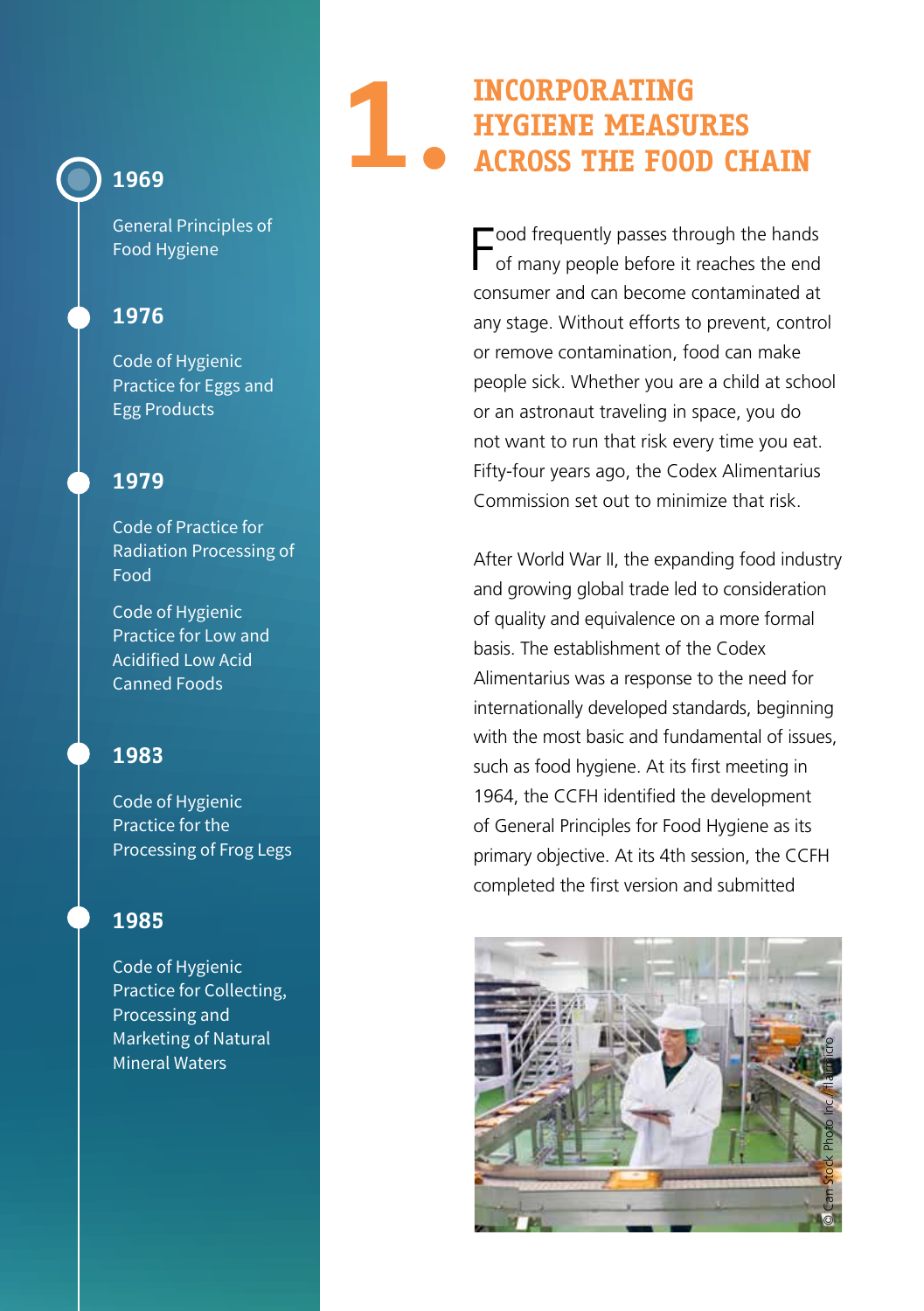# 1. INCORPORATING HYGIENE MEASURES ACROSS THE FOOD CHAIN

Food frequently passes through the hands of many people before it reaches the end consumer and can become contaminated at any stage. Without efforts to prevent, control or remove contamination, food can make people sick. Whether you are a child at school or an astronaut traveling in space, you do not want to run that risk every time you eat. Fifty-four years ago, the Codex Alimentarius Commission set out to minimize that risk.

After World War II, the expanding food industry and growing global trade led to consideration of quality and equivalence on a more formal basis. The establishment of the Codex Alimentarius was a response to the need for internationally developed standards, beginning with the most basic and fundamental of issues, such as food hygiene. At its first meeting in 1964, the CCFH identified the development of General Principles for Food Hygiene as its primary objective. At its 4th session, the CCFH completed the first version and submitted

© Can Stock Photo Inc./Hlamicro

**1969**

General Principles of Food Hygiene

**1976**

Code of Hygienic Practice for Eggs and Egg Products

**1979**

Code of Practice for Radiation Processing of Food

Code of Hygienic Practice for Low and Acidified Low Acid Canned Foods

**1983**

Code of Hygienic Practice for the Processing of Frog Legs

**1985**

Code of Hygienic Practice for Collecting, Processing and Marketing of Natural Mineral Waters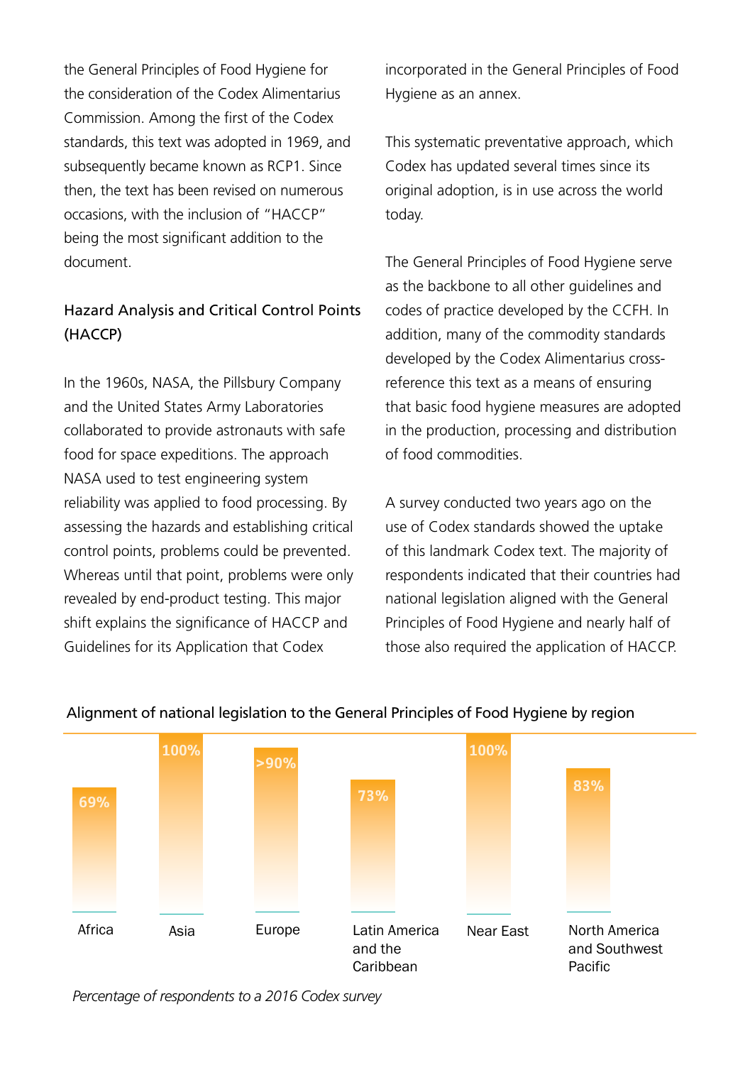the General Principles of Food Hygiene for the consideration of the Codex Alimentarius Commission. Among the first of the Codex standards, this text was adopted in 1969, and subsequently became known as RCP1. Since then, the text has been revised on numerous occasions, with the inclusion of "HACCP" being the most significant addition to the document.

## Hazard Analysis and Critical Control Points (HACCP)

In the 1960s, NASA, the Pillsbury Company and the United States Army Laboratories collaborated to provide astronauts with safe food for space expeditions. The approach NASA used to test engineering system reliability was applied to food processing. By assessing the hazards and establishing critical control points, problems could be prevented. Whereas until that point, problems were only revealed by end-product testing. This major shift explains the significance of HACCP and Guidelines for its Application that Codex incorporated in the General Principles of Food Hygiene as an annex.

This systematic preventative approach, which Codex has updated several times since its original adoption, is in use across the world today.

The General Principles of Food Hygiene serve as the backbone to all other guidelines and codes of practice developed by the CCFH. In addition, many of the commodity standards developed by the Codex Alimentarius cross-reference this text as a means of ensuring that basic food hygiene measures are adopted in the production, processing and distribution of food commodities.

A survey conducted two years ago on the use of Codex standards showed the uptake of this landmark Codex text. The majority of respondents indicated that their countries had national legislation aligned with the General Principles of Food Hygiene and nearly half of those also required the application of HACCP.

Alignment of national legislation to the General Principles of Food Hygiene by region

69%
Africa

100%
Asia

>90%
Europe

73%
Latin America and the Caribbean

100%
Near East

83%
North America and Southwest Pacific

*Percentage of respondents to a 2016 Codex survey*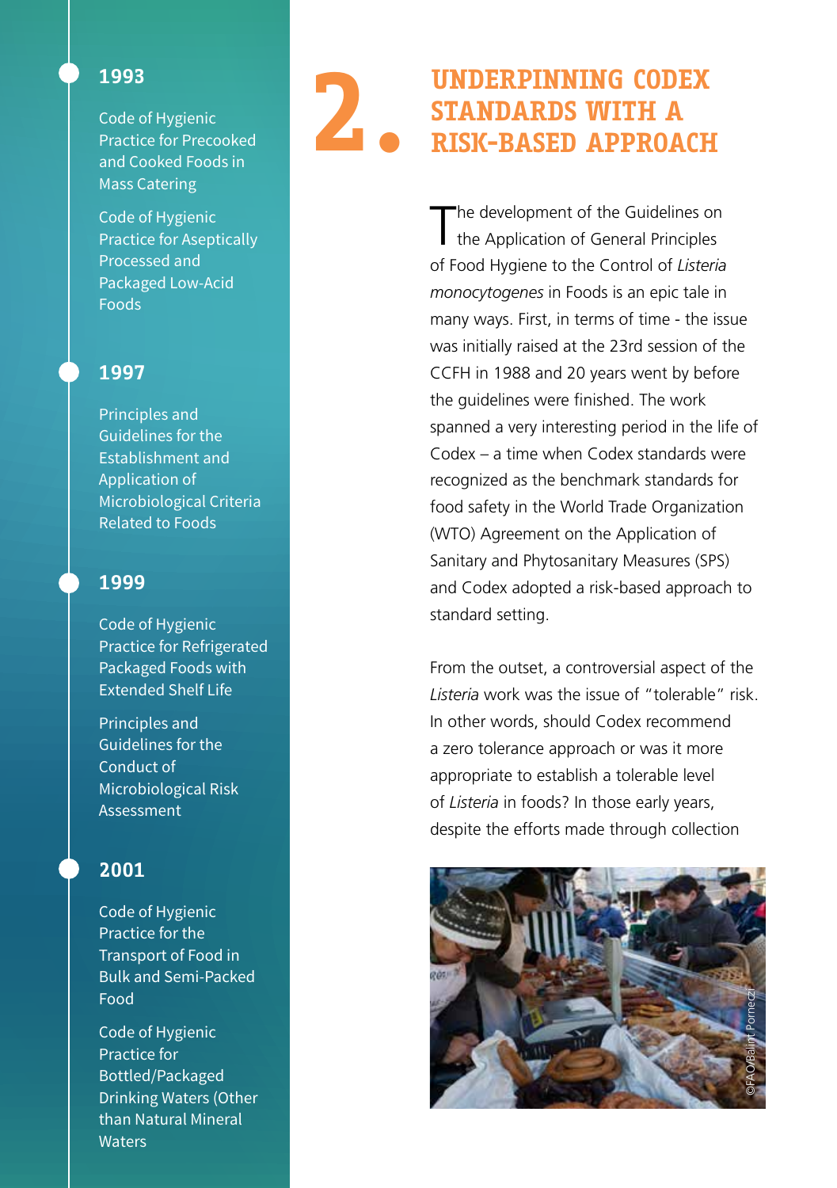**1993**

Code of Hygienic Practice for Precooked and Cooked Foods in Mass Catering

Code of Hygienic Practice for Aseptically Processed and Packaged Low-Acid Foods

**1997**

Principles and Guidelines for the Establishment and Application of Microbiological Criteria Related to Foods

**1999**

Code of Hygienic Practice for Refrigerated Packaged Foods with Extended Shelf Life

Principles and Guidelines for the Conduct of Microbiological Risk Assessment

**2001**

Code of Hygienic Practice for the Transport of Food in Bulk and Semi-Packed Food

Code of Hygienic Practice for Bottled/Packaged Drinking Waters (Other than Natural Mineral Waters

# 2. UNDERPINNING CODEX STANDARDS WITH A RISK-BASED APPROACH

The development of the Guidelines on the Application of General Principles of Food Hygiene to the Control of *Listeria monocytogenes* in Foods is an epic tale in many ways. First, in terms of time - the issue was initially raised at the 23rd session of the CCFH in 1988 and 20 years went by before the guidelines were finished. The work spanned a very interesting period in the life of Codex – a time when Codex standards were recognized as the benchmark standards for food safety in the World Trade Organization (WTO) Agreement on the Application of Sanitary and Phytosanitary Measures (SPS) and Codex adopted a risk-based approach to standard setting.

From the outset, a controversial aspect of the *Listeria* work was the issue of "tolerable" risk. In other words, should Codex recommend a zero tolerance approach or was it more appropriate to establish a tolerable level of *Listeria* in foods? In those early years, despite the efforts made through collection

©FAO/Balint Porneczi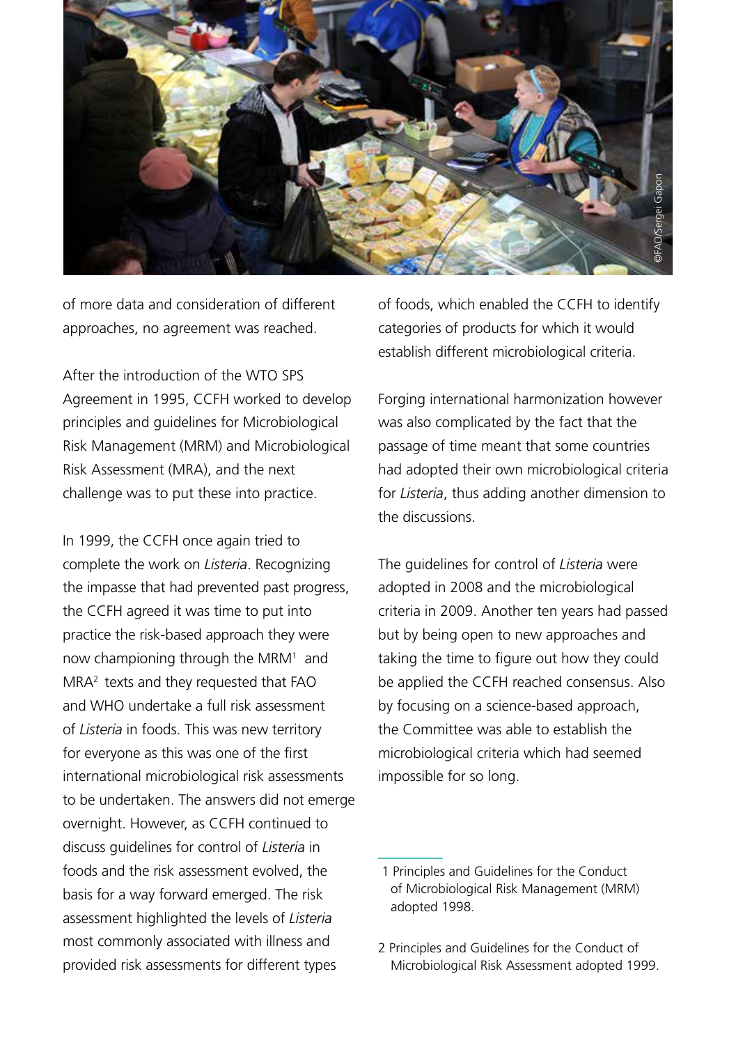of more data and consideration of different approaches, no agreement was reached.

After the introduction of the WTO SPS Agreement in 1995, CCFH worked to develop principles and guidelines for Microbiological Risk Management (MRM) and Microbiological Risk Assessment (MRA), and the next challenge was to put these into practice.

In 1999, the CCFH once again tried to complete the work on *Listeria*. Recognizing the impasse that had prevented past progress, the CCFH agreed it was time to put into practice the risk-based approach they were now championing through the MRM[1] and MRA[2] texts and they requested that FAO and WHO undertake a full risk assessment of *Listeria* in foods. This was new territory for everyone as this was one of the first international microbiological risk assessments to be undertaken. The answers did not emerge overnight. However, as CCFH continued to discuss guidelines for control of *Listeria* in foods and the risk assessment evolved, the basis for a way forward emerged. The risk assessment highlighted the levels of *Listeria* most commonly associated with illness and provided risk assessments for different types of foods, which enabled the CCFH to identify categories of products for which it would establish different microbiological criteria.

Forging international harmonization however was also complicated by the fact that the passage of time meant that some countries had adopted their own microbiological criteria for *Listeria*, thus adding another dimension to the discussions.

The guidelines for control of *Listeria* were adopted in 2008 and the microbiological criteria in 2009. Another ten years had passed but by being open to new approaches and taking the time to figure out how they could be applied the CCFH reached consensus. Also by focusing on a science-based approach, the Committee was able to establish the microbiological criteria which had seemed impossible for so long.

---

1 Principles and Guidelines for the Conduct of Microbiological Risk Management (MRM) adopted 1998.

2 Principles and Guidelines for the Conduct of Microbiological Risk Assessment adopted 1999.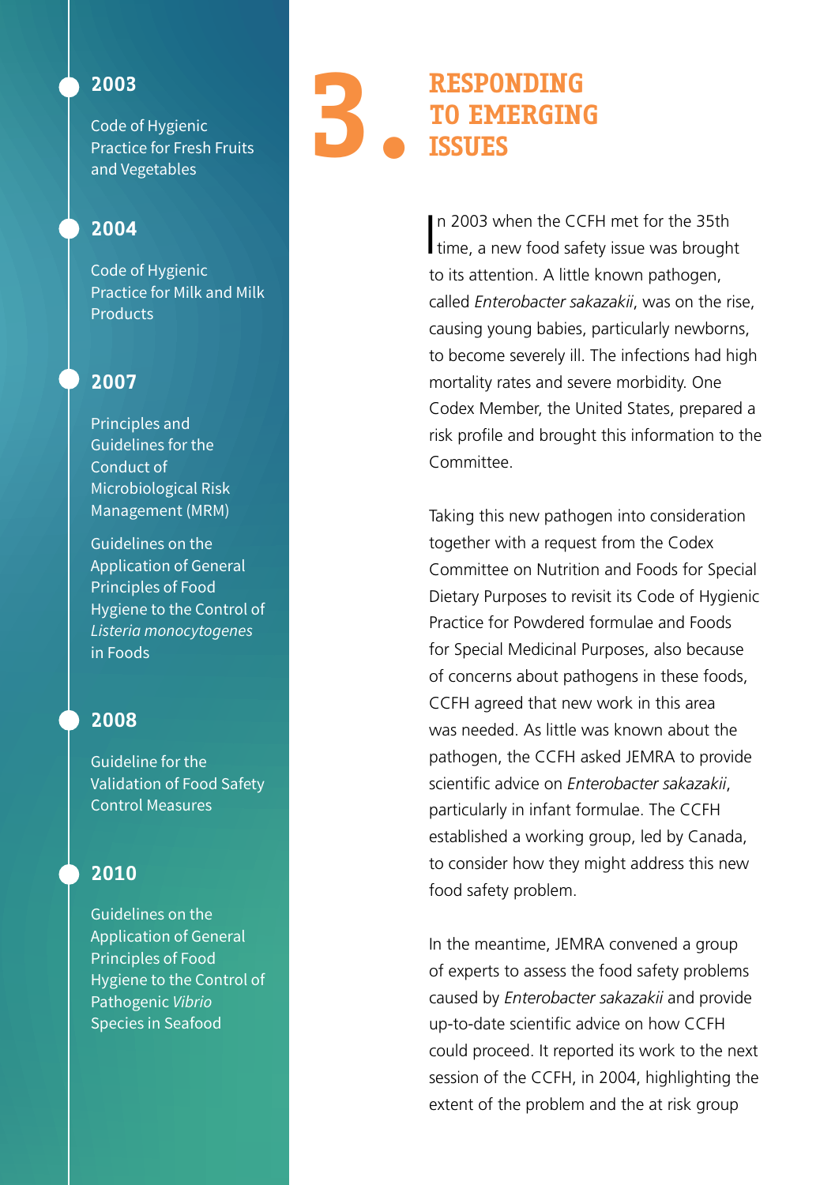- **2003**

  Code of Hygienic Practice for Fresh Fruits and Vegetables

- **2004**

  Code of Hygienic Practice for Milk and Milk Products

- **2007**

  Principles and Guidelines for the Conduct of Microbiological Risk Management (MRM)

  Guidelines on the Application of General Principles of Food Hygiene to the Control of *Listeria monocytogenes* in Foods

- **2008**

  Guideline for the Validation of Food Safety Control Measures

- **2010**

  Guidelines on the Application of General Principles of Food Hygiene to the Control of Pathogenic *Vibrio* Species in Seafood

# 3. RESPONDING TO EMERGING ISSUES

In 2003 when the CCFH met for the 35th time, a new food safety issue was brought to its attention. A little known pathogen, called *Enterobacter sakazakii*, was on the rise, causing young babies, particularly newborns, to become severely ill. The infections had high mortality rates and severe morbidity. One Codex Member, the United States, prepared a risk profile and brought this information to the Committee.

Taking this new pathogen into consideration together with a request from the Codex Committee on Nutrition and Foods for Special Dietary Purposes to revisit its Code of Hygienic Practice for Powdered formulae and Foods for Special Medicinal Purposes, also because of concerns about pathogens in these foods, CCFH agreed that new work in this area was needed. As little was known about the pathogen, the CCFH asked JEMRA to provide scientific advice on *Enterobacter sakazakii*, particularly in infant formulae. The CCFH established a working group, led by Canada, to consider how they might address this new food safety problem.

In the meantime, JEMRA convened a group of experts to assess the food safety problems caused by *Enterobacter sakazakii* and provide up-to-date scientific advice on how CCFH could proceed. It reported its work to the next session of the CCFH, in 2004, highlighting the extent of the problem and the at risk group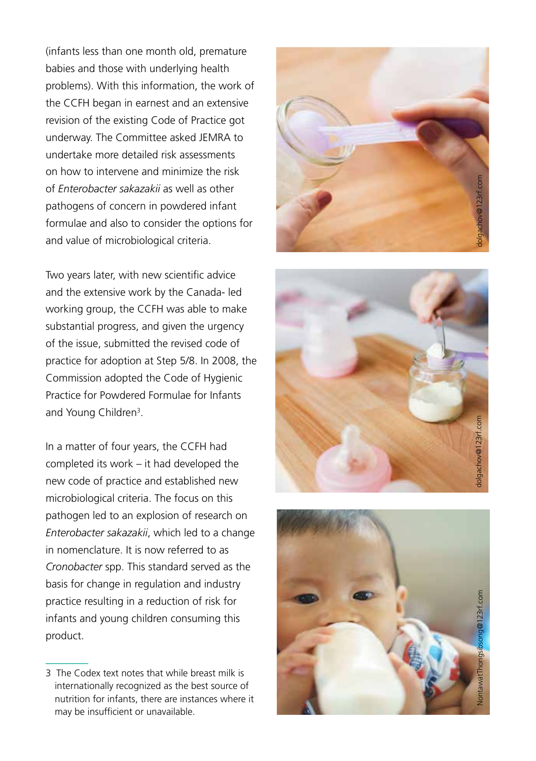(infants less than one month old, premature babies and those with underlying health problems). With this information, the work of the CCFH began in earnest and an extensive revision of the existing Code of Practice got underway. The Committee asked JEMRA to undertake more detailed risk assessments on how to intervene and minimize the risk of *Enterobacter sakazakii* as well as other pathogens of concern in powdered infant formulae and also to consider the options for and value of microbiological criteria.

Two years later, with new scientific advice and the extensive work by the Canada- led working group, the CCFH was able to make substantial progress, and given the urgency of the issue, submitted the revised code of practice for adoption at Step 5/8. In 2008, the Commission adopted the Code of Hygienic Practice for Powdered Formulae for Infants and Young Children[3].

In a matter of four years, the CCFH had completed its work – it had developed the new code of practice and established new microbiological criteria. The focus on this pathogen led to an explosion of research on *Enterobacter sakazakii*, which led to a change in nomenclature. It is now referred to as *Cronobacter* spp. This standard served as the basis for change in regulation and industry practice resulting in a reduction of risk for infants and young children consuming this product.

3 The Codex text notes that while breast milk is internationally recognized as the best source of nutrition for infants, there are instances where it may be insufficient or unavailable.

dolgachov@123rf.com

dolgachov@123rf.com

NontawatThongsibsong@123rf.com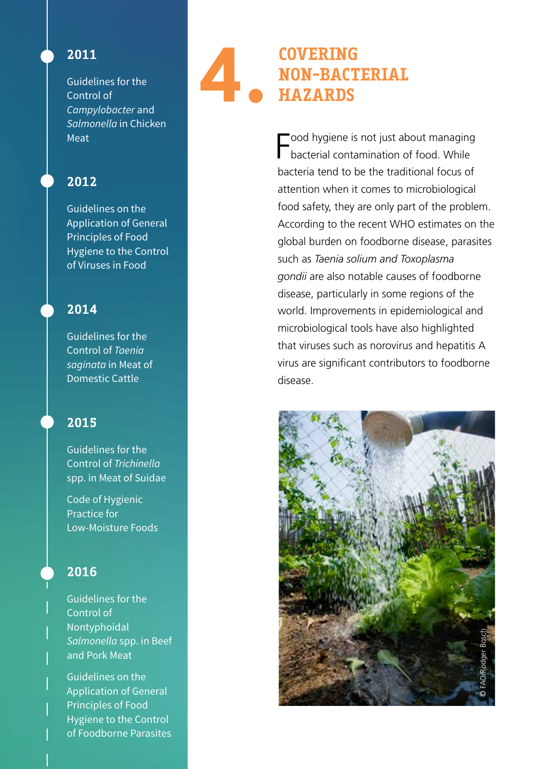**2011**

Guidelines for the Control of *Campylobacter* and *Salmonella* in Chicken Meat

**2012**

Guidelines on the Application of General Principles of Food Hygiene to the Control of Viruses in Food

**2014**

Guidelines for the Control of *Taenia saginata* in Meat of Domestic Cattle

**2015**

Guidelines for the Control of *Trichinella* spp. in Meat of Suidae

Code of Hygienic Practice for Low-Moisture Foods

**2016**

Guidelines for the Control of Nontyphoidal *Salmonella* spp. in Beef and Pork Meat

Guidelines on the Application of General Principles of Food Hygiene to the Control of Foodborne Parasites

# 4. COVERING NON-BACTERIAL HAZARDS

Food hygiene is not just about managing bacterial contamination of food. While bacteria tend to be the traditional focus of attention when it comes to microbiological food safety, they are only part of the problem. According to the recent WHO estimates on the global burden on foodborne disease, parasites such as *Taenia solium and Toxoplasma gondii* are also notable causes of foodborne disease, particularly in some regions of the world. Improvements in epidemiological and microbiological tools have also highlighted that viruses such as norovirus and hepatitis A virus are significant contributors to foodborne disease.

© FAO/Rodger Bosch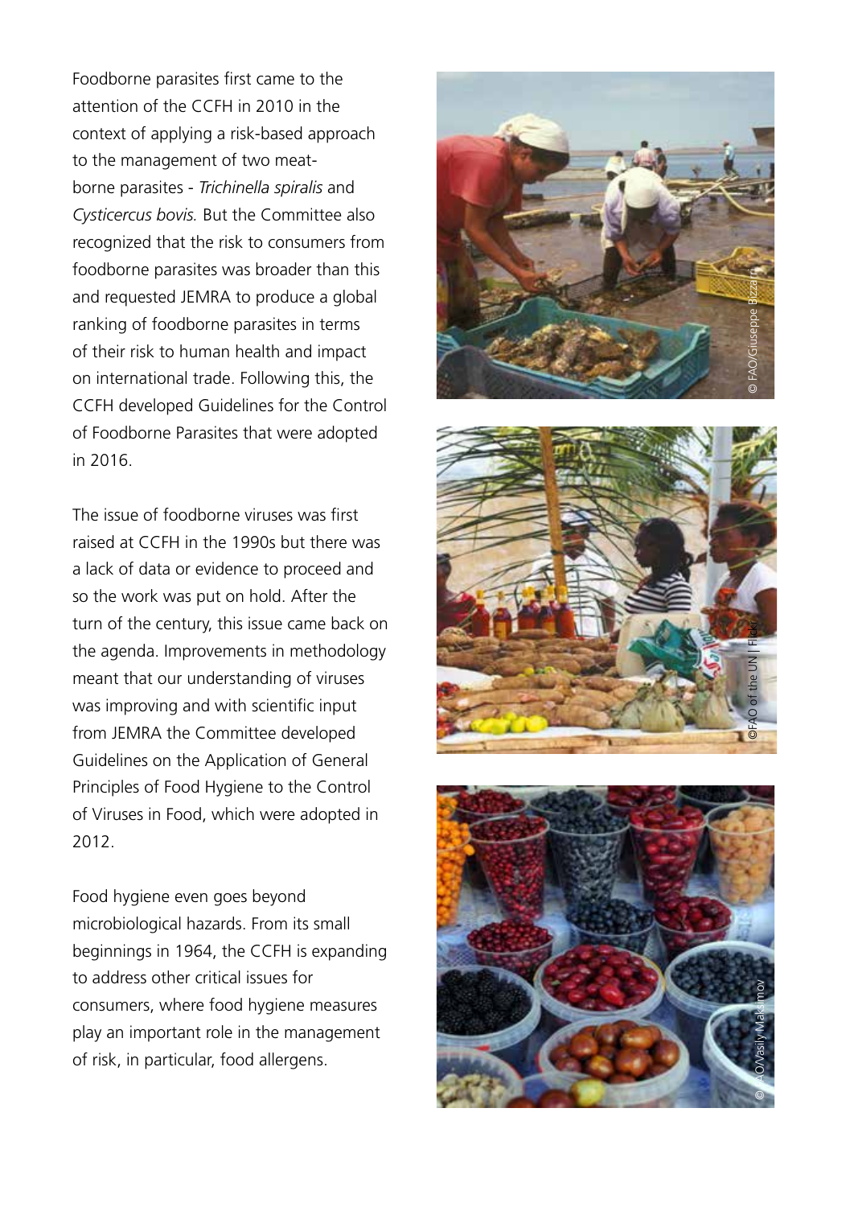Foodborne parasites first came to the attention of the CCFH in 2010 in the context of applying a risk-based approach to the management of two meat-borne parasites - *Trichinella spiralis* and *Cysticercus bovis.* But the Committee also recognized that the risk to consumers from foodborne parasites was broader than this and requested JEMRA to produce a global ranking of foodborne parasites in terms of their risk to human health and impact on international trade. Following this, the CCFH developed Guidelines for the Control of Foodborne Parasites that were adopted in 2016.

The issue of foodborne viruses was first raised at CCFH in the 1990s but there was a lack of data or evidence to proceed and so the work was put on hold. After the turn of the century, this issue came back on the agenda. Improvements in methodology meant that our understanding of viruses was improving and with scientific input from JEMRA the Committee developed Guidelines on the Application of General Principles of Food Hygiene to the Control of Viruses in Food, which were adopted in 2012.

Food hygiene even goes beyond microbiological hazards. From its small beginnings in 1964, the CCFH is expanding to address other critical issues for consumers, where food hygiene measures play an important role in the management of risk, in particular, food allergens.

© FAO/Giuseppe Bizzarri

©FAO of the UN | Flickr

© FAO/Vasily Maksimov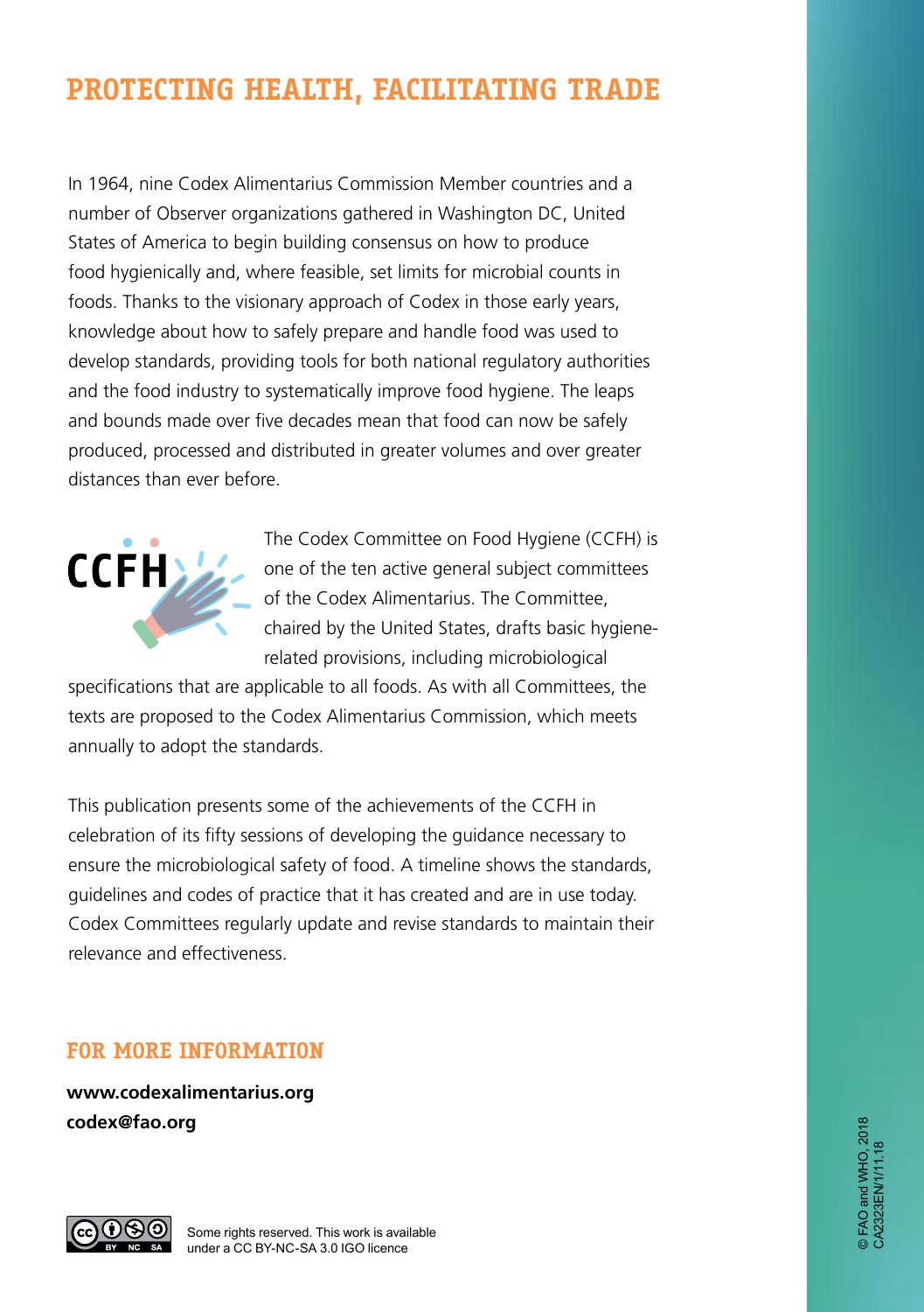# PROTECTING HEALTH, FACILITATING TRADE

In 1964, nine Codex Alimentarius Commission Member countries and a number of Observer organizations gathered in Washington DC, United States of America to begin building consensus on how to produce food hygienically and, where feasible, set limits for microbial counts in foods. Thanks to the visionary approach of Codex in those early years, knowledge about how to safely prepare and handle food was used to develop standards, providing tools for both national regulatory authorities and the food industry to systematically improve food hygiene. The leaps and bounds made over five decades mean that food can now be safely produced, processed and distributed in greater volumes and over greater distances than ever before.

CCFH

The Codex Committee on Food Hygiene (CCFH) is one of the ten active general subject committees of the Codex Alimentarius. The Committee, chaired by the United States, drafts basic hygiene-related provisions, including microbiological specifications that are applicable to all foods. As with all Committees, the texts are proposed to the Codex Alimentarius Commission, which meets annually to adopt the standards.

This publication presents some of the achievements of the CCFH in celebration of its fifty sessions of developing the guidance necessary to ensure the microbiological safety of food. A timeline shows the standards, guidelines and codes of practice that it has created and are in use today. Codex Committees regularly update and revise standards to maintain their relevance and effectiveness.

## FOR MORE INFORMATION

**www.codexalimentarius.org**
**codex@fao.org**

Some rights reserved. This work is available under a CC BY-NC-SA 3.0 IGO licence

© FAO and WHO, 2018
CA2323EN/1/11.18